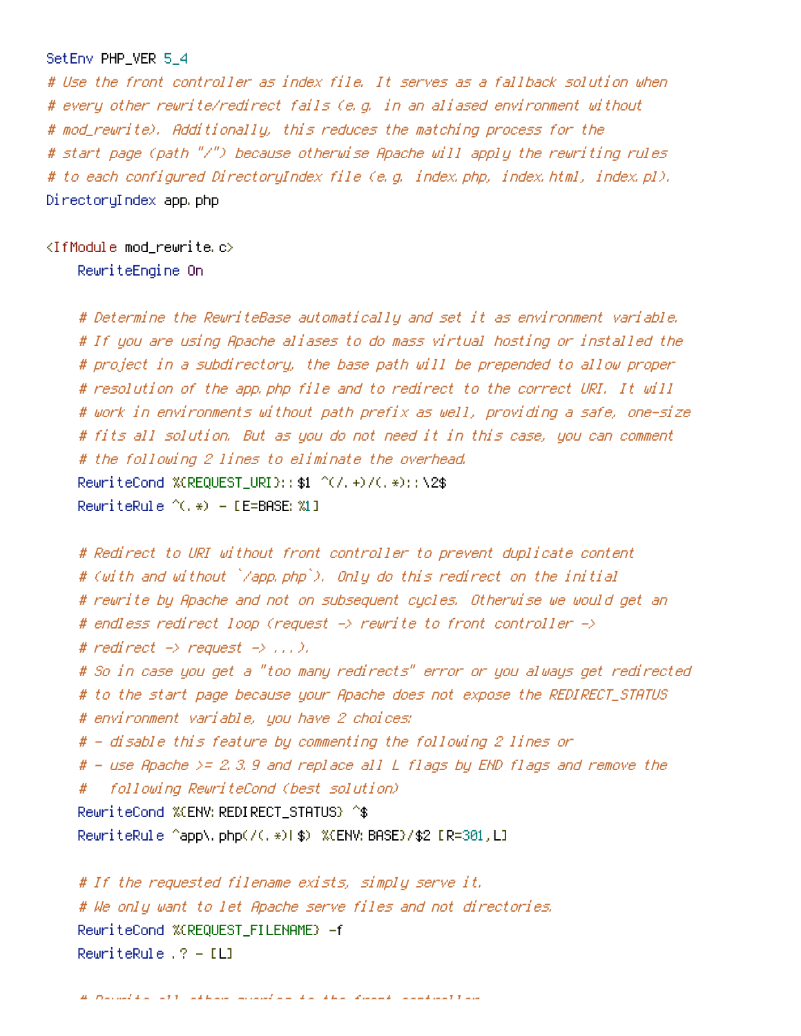```
SetEnv PHP_VER 5_4
# Use the front controller as index file. It serves as a fallback solution when
# every other rewrite/redirect fails (e.g. in an aliased environment without
# mod_rewrite). Additionally, this reduces the matching process for the
# start page (path "/") because otherwise Apache will apply the rewriting rules
# to each configured DirectoryIndex file (e.g. index.php, index.html, index.pl).
DirectoryIndex app.php

<IfModule mod_rewrite.c>
    RewriteEngine On

    # Determine the RewriteBase automatically and set it as environment variable.
    # If you are using Apache aliases to do mass virtual hosting or installed the
    # project in a subdirectory, the base path will be prepended to allow proper
    # resolution of the app.php file and to redirect to the correct URI. It will
    # work in environments without path prefix as well, providing a safe, one-size
    # fits all solution. But as you do not need it in this case, you can comment
    # the following 2 lines to eliminate the overhead.
    RewriteCond %{REQUEST_URI}::$1 ^(/.+)/(.*)::\2$
    RewriteRule ^(.*) - [E=BASE:%1]

    # Redirect to URI without front controller to prevent duplicate content
    # (with and without `/app.php`). Only do this redirect on the initial
    # rewrite by Apache and not on subsequent cycles. Otherwise we would get an
    # endless redirect loop (request -> rewrite to front controller ->
    # redirect -> request -> ...).
    # So in case you get a "too many redirects" error or you always get redirected
    # to the start page because your Apache does not expose the REDIRECT_STATUS
    # environment variable, you have 2 choices:
    # - disable this feature by commenting the following 2 lines or
    # - use Apache >= 2.3.9 and replace all L flags by END flags and remove the
    #   following RewriteCond (best solution)
    RewriteCond %{ENV:REDIRECT_STATUS} ^$
    RewriteRule ^app\.php(/(.*)|$) %{ENV:BASE}/$2 [R=301,L]

    # If the requested filename exists, simply serve it.
    # We only want to let Apache serve files and not directories.
    RewriteCond %{REQUEST_FILENAME} -f
    RewriteRule .? - [L]
```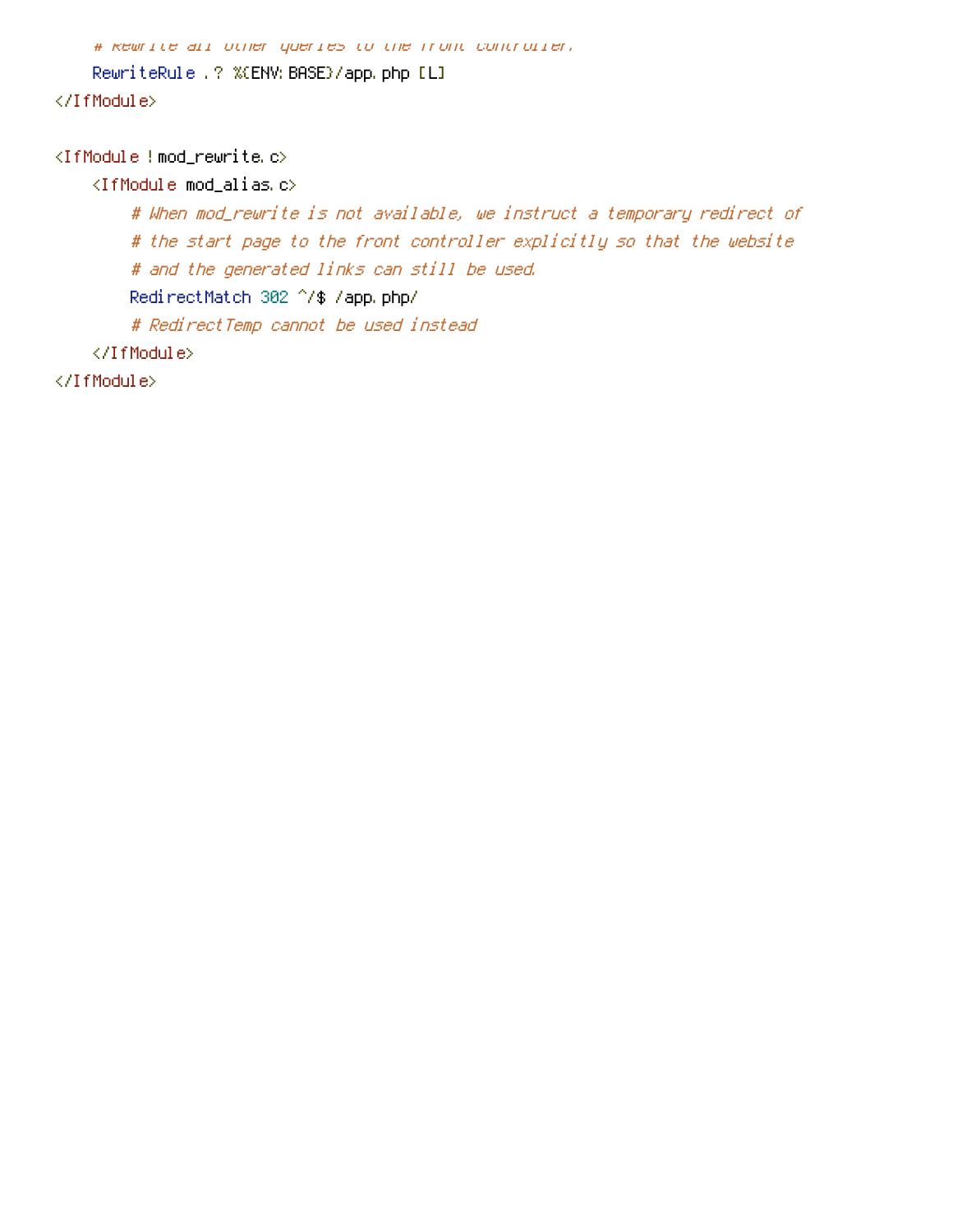```
    # Rewrite all other queries to the front controller.
    RewriteRule .? %{ENV:BASE}/app.php [L]
</IfModule>

<IfModule !mod_rewrite.c>
    <IfModule mod_alias.c>
        # When mod_rewrite is not available, we instruct a temporary redirect of
        # the start page to the front controller explicitly so that the website
        # and the generated links can still be used.
        RedirectMatch 302 ^/$ /app.php/
        # RedirectTemp cannot be used instead
    </IfModule>
</IfModule>
```